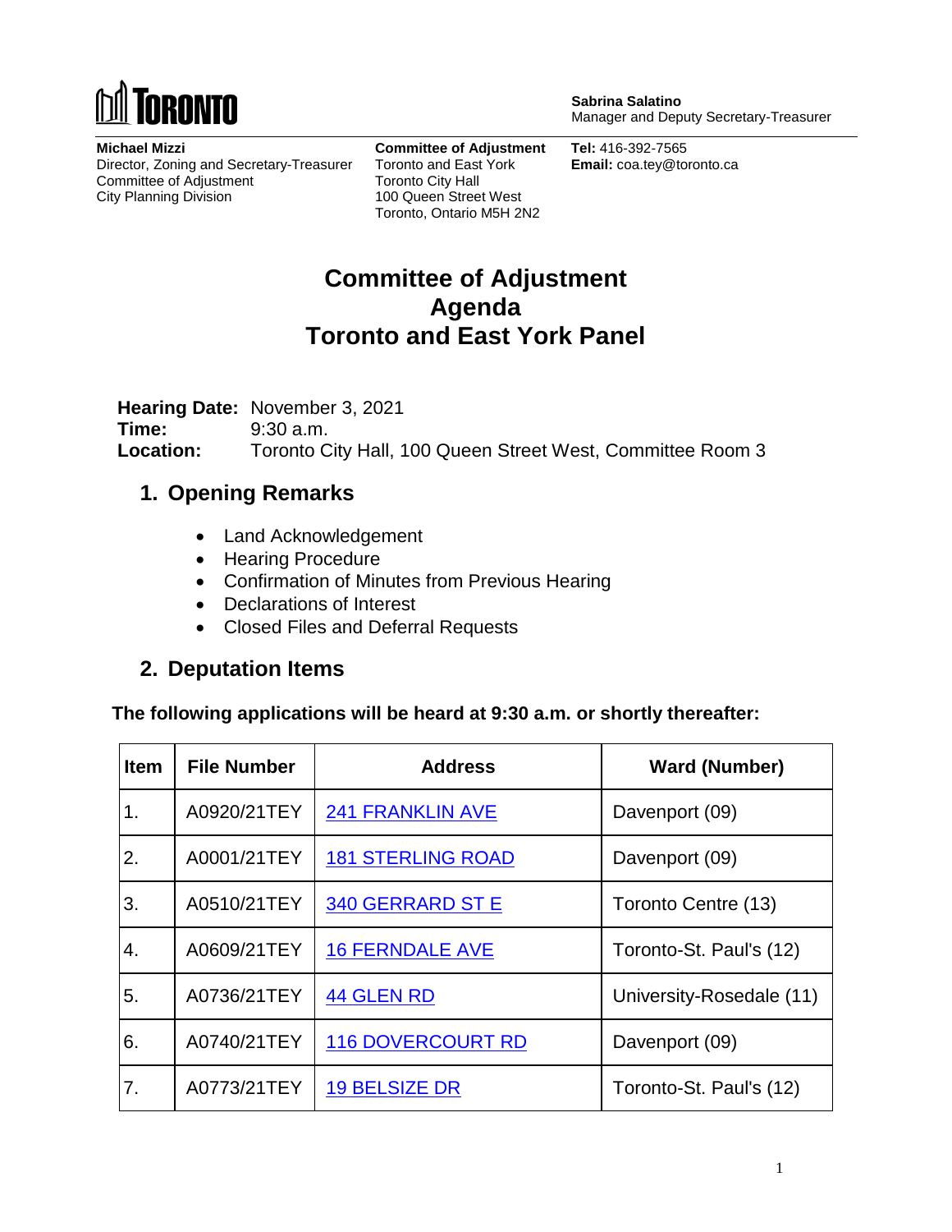TORONTO

**Sabrina Salatino**
Manager and Deputy Secretary-Treasurer

**Michael Mizzi**
Director, Zoning and Secretary-Treasurer
Committee of Adjustment
City Planning Division

**Committee of Adjustment**
Toronto and East York
Toronto City Hall
100 Queen Street West
Toronto, Ontario M5H 2N2

**Tel:** 416-392-7565
**Email:** coa.tey@toronto.ca

# Committee of Adjustment Agenda Toronto and East York Panel

**Hearing Date:** November 3, 2021
**Time:** 9:30 a.m.
**Location:** Toronto City Hall, 100 Queen Street West, Committee Room 3

## 1. Opening Remarks

- Land Acknowledgement
- Hearing Procedure
- Confirmation of Minutes from Previous Hearing
- Declarations of Interest
- Closed Files and Deferral Requests

## 2. Deputation Items

**The following applications will be heard at 9:30 a.m. or shortly thereafter:**

| Item | File Number | Address | Ward (Number) |
|---|---|---|---|
| 1. | A0920/21TEY | 241 FRANKLIN AVE | Davenport (09) |
| 2. | A0001/21TEY | 181 STERLING ROAD | Davenport (09) |
| 3. | A0510/21TEY | 340 GERRARD ST E | Toronto Centre (13) |
| 4. | A0609/21TEY | 16 FERNDALE AVE | Toronto-St. Paul's (12) |
| 5. | A0736/21TEY | 44 GLEN RD | University-Rosedale (11) |
| 6. | A0740/21TEY | 116 DOVERCOURT RD | Davenport (09) |
| 7. | A0773/21TEY | 19 BELSIZE DR | Toronto-St. Paul's (12) |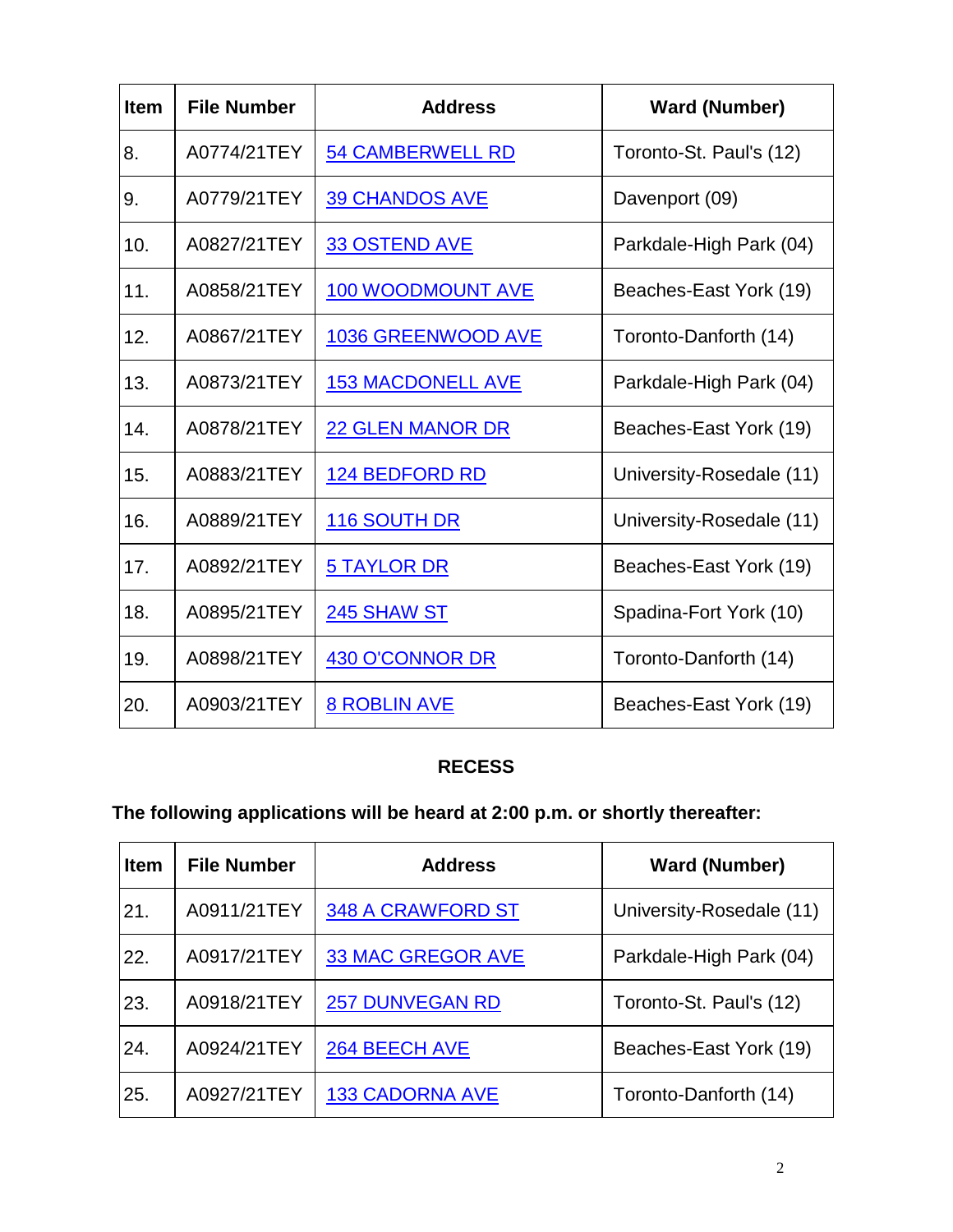| Item | File Number | Address | Ward (Number) |
|---|---|---|---|
| 8. | A0774/21TEY | 54 CAMBERWELL RD | Toronto-St. Paul's (12) |
| 9. | A0779/21TEY | 39 CHANDOS AVE | Davenport (09) |
| 10. | A0827/21TEY | 33 OSTEND AVE | Parkdale-High Park (04) |
| 11. | A0858/21TEY | 100 WOODMOUNT AVE | Beaches-East York (19) |
| 12. | A0867/21TEY | 1036 GREENWOOD AVE | Toronto-Danforth (14) |
| 13. | A0873/21TEY | 153 MACDONELL AVE | Parkdale-High Park (04) |
| 14. | A0878/21TEY | 22 GLEN MANOR DR | Beaches-East York (19) |
| 15. | A0883/21TEY | 124 BEDFORD RD | University-Rosedale (11) |
| 16. | A0889/21TEY | 116 SOUTH DR | University-Rosedale (11) |
| 17. | A0892/21TEY | 5 TAYLOR DR | Beaches-East York (19) |
| 18. | A0895/21TEY | 245 SHAW ST | Spadina-Fort York (10) |
| 19. | A0898/21TEY | 430 O'CONNOR DR | Toronto-Danforth (14) |
| 20. | A0903/21TEY | 8 ROBLIN AVE | Beaches-East York (19) |

**RECESS**

**The following applications will be heard at 2:00 p.m. or shortly thereafter:**

| Item | File Number | Address | Ward (Number) |
|---|---|---|---|
| 21. | A0911/21TEY | 348 A CRAWFORD ST | University-Rosedale (11) |
| 22. | A0917/21TEY | 33 MAC GREGOR AVE | Parkdale-High Park (04) |
| 23. | A0918/21TEY | 257 DUNVEGAN RD | Toronto-St. Paul's (12) |
| 24. | A0924/21TEY | 264 BEECH AVE | Beaches-East York (19) |
| 25. | A0927/21TEY | 133 CADORNA AVE | Toronto-Danforth (14) |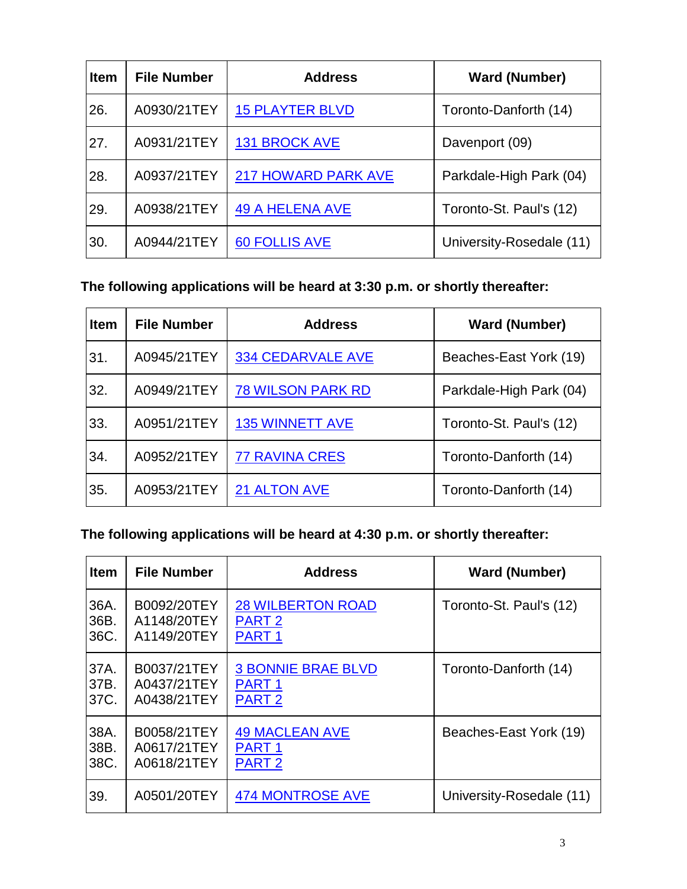| Item | File Number | Address | Ward (Number) |
|---|---|---|---|
| 26. | A0930/21TEY | 15 PLAYTER BLVD | Toronto-Danforth (14) |
| 27. | A0931/21TEY | 131 BROCK AVE | Davenport (09) |
| 28. | A0937/21TEY | 217 HOWARD PARK AVE | Parkdale-High Park (04) |
| 29. | A0938/21TEY | 49 A HELENA AVE | Toronto-St. Paul's (12) |
| 30. | A0944/21TEY | 60 FOLLIS AVE | University-Rosedale (11) |

**The following applications will be heard at 3:30 p.m. or shortly thereafter:**

| Item | File Number | Address | Ward (Number) |
|---|---|---|---|
| 31. | A0945/21TEY | 334 CEDARVALE AVE | Beaches-East York (19) |
| 32. | A0949/21TEY | 78 WILSON PARK RD | Parkdale-High Park (04) |
| 33. | A0951/21TEY | 135 WINNETT AVE | Toronto-St. Paul's (12) |
| 34. | A0952/21TEY | 77 RAVINA CRES | Toronto-Danforth (14) |
| 35. | A0953/21TEY | 21 ALTON AVE | Toronto-Danforth (14) |

**The following applications will be heard at 4:30 p.m. or shortly thereafter:**

| Item | File Number | Address | Ward (Number) |
|---|---|---|---|
| 36A.<br>36B.<br>36C. | B0092/20TEY<br>A1148/20TEY<br>A1149/20TEY | 28 WILBERTON ROAD<br>PART 2<br>PART 1 | Toronto-St. Paul's (12) |
| 37A.<br>37B.<br>37C. | B0037/21TEY<br>A0437/21TEY<br>A0438/21TEY | 3 BONNIE BRAE BLVD<br>PART 1<br>PART 2 | Toronto-Danforth (14) |
| 38A.<br>38B.<br>38C. | B0058/21TEY<br>A0617/21TEY<br>A0618/21TEY | 49 MACLEAN AVE<br>PART 1<br>PART 2 | Beaches-East York (19) |
| 39. | A0501/20TEY | 474 MONTROSE AVE | University-Rosedale (11) |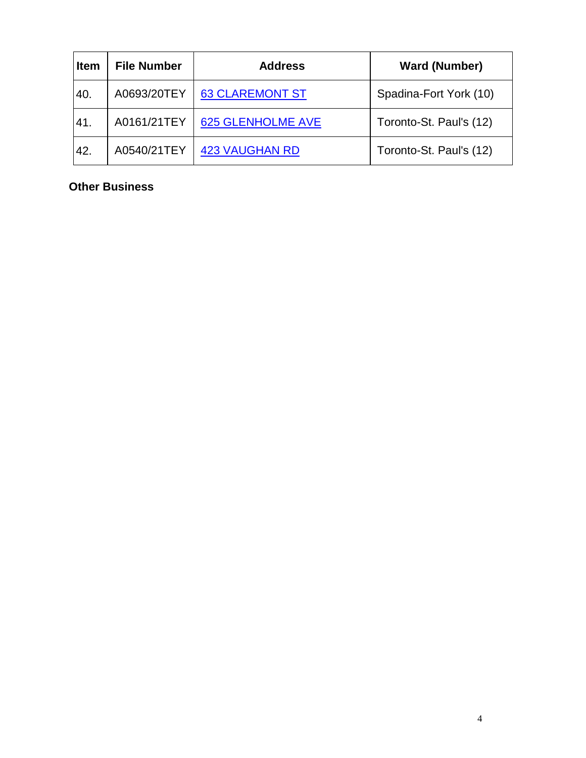| Item | File Number | Address | Ward (Number) |
|---|---|---|---|
| 40. | A0693/20TEY | 63 CLAREMONT ST | Spadina-Fort York (10) |
| 41. | A0161/21TEY | 625 GLENHOLME AVE | Toronto-St. Paul's (12) |
| 42. | A0540/21TEY | 423 VAUGHAN RD | Toronto-St. Paul's (12) |

**Other Business**